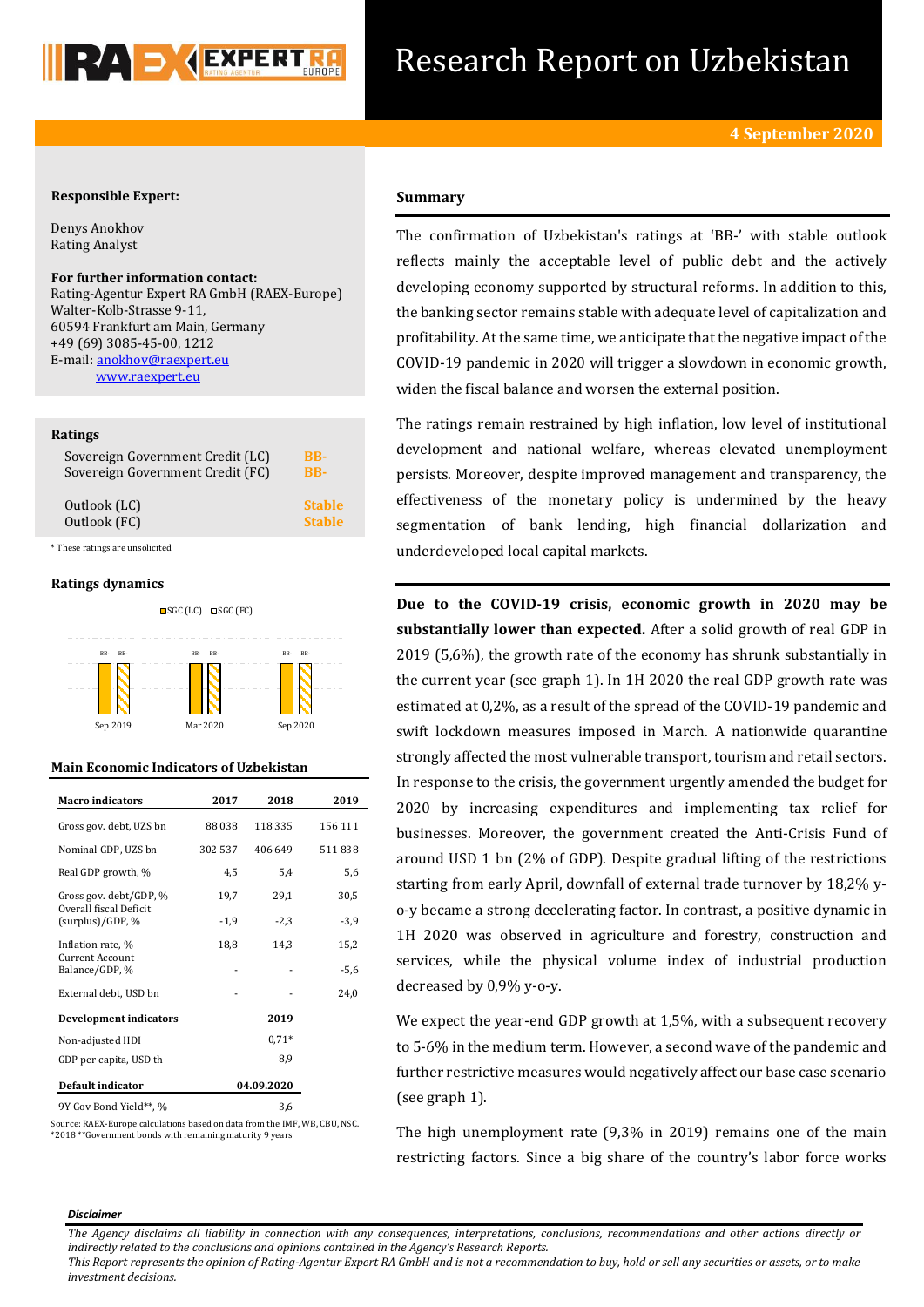# Research Report on Uzbekistan

**4 September 2020**

**Responsible Expert:**

Denys Anokhov
Rating Analyst

**For further information contact:**
Rating-Agentur Expert RA GmbH (RAEX-Europe)
Walter-Kolb-Strasse 9-11,
60594 Frankfurt am Main, Germany
+49 (69) 3085-45-00, 1212
E-mail: anokhov@raexpert.eu
www.raexpert.eu

**Ratings**

| | |
|---|---|
| Sovereign Government Credit (LC) | BB- |
| Sovereign Government Credit (FC) | BB- |
| Outlook (LC) | Stable |
| Outlook (FC) | Stable |

\* These ratings are unsolicited

**Ratings dynamics**

SGC (LC) SGC (FC)

| | Sep 2019 | Mar 2020 | Sep 2020 |
|---|---|---|---|
| SGC (LC) | BB- | BB- | BB- |
| SGC (FC) | BB- | BB- | BB- |

**Main Economic Indicators of Uzbekistan**

| Macro indicators | 2017 | 2018 | 2019 |
|---|---|---|---|
| Gross gov. debt, UZS bn | 88 038 | 118 335 | 156 111 |
| Nominal GDP, UZS bn | 302 537 | 406 649 | 511 838 |
| Real GDP growth, % | 4,5 | 5,4 | 5,6 |
| Gross gov. debt/GDP, % | 19,7 | 29,1 | 30,5 |
| Overall fiscal Deficit (surplus)/GDP, % | -1,9 | -2,3 | -3,9 |
| Inflation rate, % | 18,8 | 14,3 | 15,2 |
| Current Account Balance/GDP, % | - | - | -5,6 |
| External debt, USD bn | - | - | 24,0 |
| **Development indicators** | | | **2019** |
| Non-adjusted HDI | | | 0,71* |
| GDP per capita, USD th | | | 8,9 |
| **Default indicator** | | | **04.09.2020** |
| 9Y Gov Bond Yield**, % | | | 3,6 |

Source: RAEX-Europe calculations based on data from the IMF, WB, CBU, NSC.
*2018 **Government bonds with remaining maturity 9 years

## Summary

The confirmation of Uzbekistan's ratings at 'BB-' with stable outlook reflects mainly the acceptable level of public debt and the actively developing economy supported by structural reforms. In addition to this, the banking sector remains stable with adequate level of capitalization and profitability. At the same time, we anticipate that the negative impact of the COVID-19 pandemic in 2020 will trigger a slowdown in economic growth, widen the fiscal balance and worsen the external position.

The ratings remain restrained by high inflation, low level of institutional development and national welfare, whereas elevated unemployment persists. Moreover, despite improved management and transparency, the effectiveness of the monetary policy is undermined by the heavy segmentation of bank lending, high financial dollarization and underdeveloped local capital markets.

**Due to the COVID-19 crisis, economic growth in 2020 may be substantially lower than expected.** After a solid growth of real GDP in 2019 (5,6%), the growth rate of the economy has shrunk substantially in the current year (see graph 1). In 1H 2020 the real GDP growth rate was estimated at 0,2%, as a result of the spread of the COVID-19 pandemic and swift lockdown measures imposed in March. A nationwide quarantine strongly affected the most vulnerable transport, tourism and retail sectors. In response to the crisis, the government urgently amended the budget for 2020 by increasing expenditures and implementing tax relief for businesses. Moreover, the government created the Anti-Crisis Fund of around USD 1 bn (2% of GDP). Despite gradual lifting of the restrictions starting from early April, downfall of external trade turnover by 18,2% y-o-y became a strong decelerating factor. In contrast, a positive dynamic in 1H 2020 was observed in agriculture and forestry, construction and services, while the physical volume index of industrial production decreased by 0,9% y-o-y.

We expect the year-end GDP growth at 1,5%, with a subsequent recovery to 5-6% in the medium term. However, a second wave of the pandemic and further restrictive measures would negatively affect our base case scenario (see graph 1).

The high unemployment rate (9,3% in 2019) remains one of the main restricting factors. Since a big share of the country's labor force works

***Disclaimer***

*The Agency disclaims all liability in connection with any consequences, interpretations, conclusions, recommendations and other actions directly or indirectly related to the conclusions and opinions contained in the Agency's Research Reports.*
*This Report represents the opinion of Rating-Agentur Expert RA GmbH and is not a recommendation to buy, hold or sell any securities or assets, or to make investment decisions.*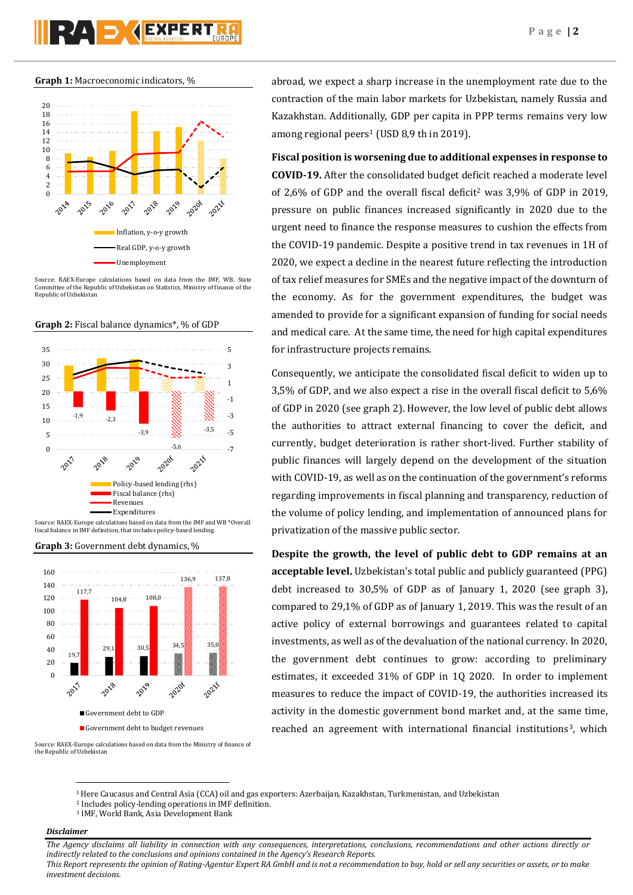**Graph 1:** Macroeconomic indicators, %

Source: RAEX-Europe calculations based on data from the IMF, WB, State Committee of the Republic of Uzbekistan on Statistics, Ministry of finance of the Republic of Uzbekistan

**Graph 2:** Fiscal balance dynamics*, % of GDP

Source: RAEX-Europe calculations based on data from the IMF and WB *Overall fiscal balance in IMF definition, that includes policy-based lending.

**Graph 3:** Government debt dynamics, %

Source: RAEX-Europe calculations based on data from the Ministry of finance of the Republic of Uzbekistan

abroad, we expect a sharp increase in the unemployment rate due to the contraction of the main labor markets for Uzbekistan, namely Russia and Kazakhstan. Additionally, GDP per capita in PPP terms remains very low among regional peers[1] (USD 8,9 th in 2019).

**Fiscal position is worsening due to additional expenses in response to COVID-19.** After the consolidated budget deficit reached a moderate level of 2,6% of GDP and the overall fiscal deficit[2] was 3,9% of GDP in 2019, pressure on public finances increased significantly in 2020 due to the urgent need to finance the response measures to cushion the effects from the COVID-19 pandemic. Despite a positive trend in tax revenues in 1H of 2020, we expect a decline in the nearest future reflecting the introduction of tax relief measures for SMEs and the negative impact of the downturn of the economy. As for the government expenditures, the budget was amended to provide for a significant expansion of funding for social needs and medical care. At the same time, the need for high capital expenditures for infrastructure projects remains.

Consequently, we anticipate the consolidated fiscal deficit to widen up to 3,5% of GDP, and we also expect a rise in the overall fiscal deficit to 5,6% of GDP in 2020 (see graph 2). However, the low level of public debt allows the authorities to attract external financing to cover the deficit, and currently, budget deterioration is rather short-lived. Further stability of public finances will largely depend on the development of the situation with COVID-19, as well as on the continuation of the government's reforms regarding improvements in fiscal planning and transparency, reduction of the volume of policy lending, and implementation of announced plans for privatization of the massive public sector.

**Despite the growth, the level of public debt to GDP remains at an acceptable level.** Uzbekistan's total public and publicly guaranteed (PPG) debt increased to 30,5% of GDP as of January 1, 2020 (see graph 3), compared to 29,1% of GDP as of January 1, 2019. This was the result of an active policy of external borrowings and guarantees related to capital investments, as well as of the devaluation of the national currency. In 2020, the government debt continues to grow: according to preliminary estimates, it exceeded 31% of GDP in 1Q 2020. In order to implement measures to reduce the impact of COVID-19, the authorities increased its activity in the domestic government bond market and, at the same time, reached an agreement with international financial institutions[3], which

[1] Here Caucasus and Central Asia (CCA) oil and gas exporters: Azerbaijan, Kazakhstan, Turkmenistan, and Uzbekistan

[2] Includes policy-lending operations in IMF definition.

[3] IMF, World Bank, Asia Development Bank

***Disclaimer***

*The Agency disclaims all liability in connection with any consequences, interpretations, conclusions, recommendations and other actions directly or indirectly related to the conclusions and opinions contained in the Agency's Research Reports.*

*This Report represents the opinion of Rating-Agentur Expert RA GmbH and is not a recommendation to buy, hold or sell any securities or assets, or to make investment decisions.*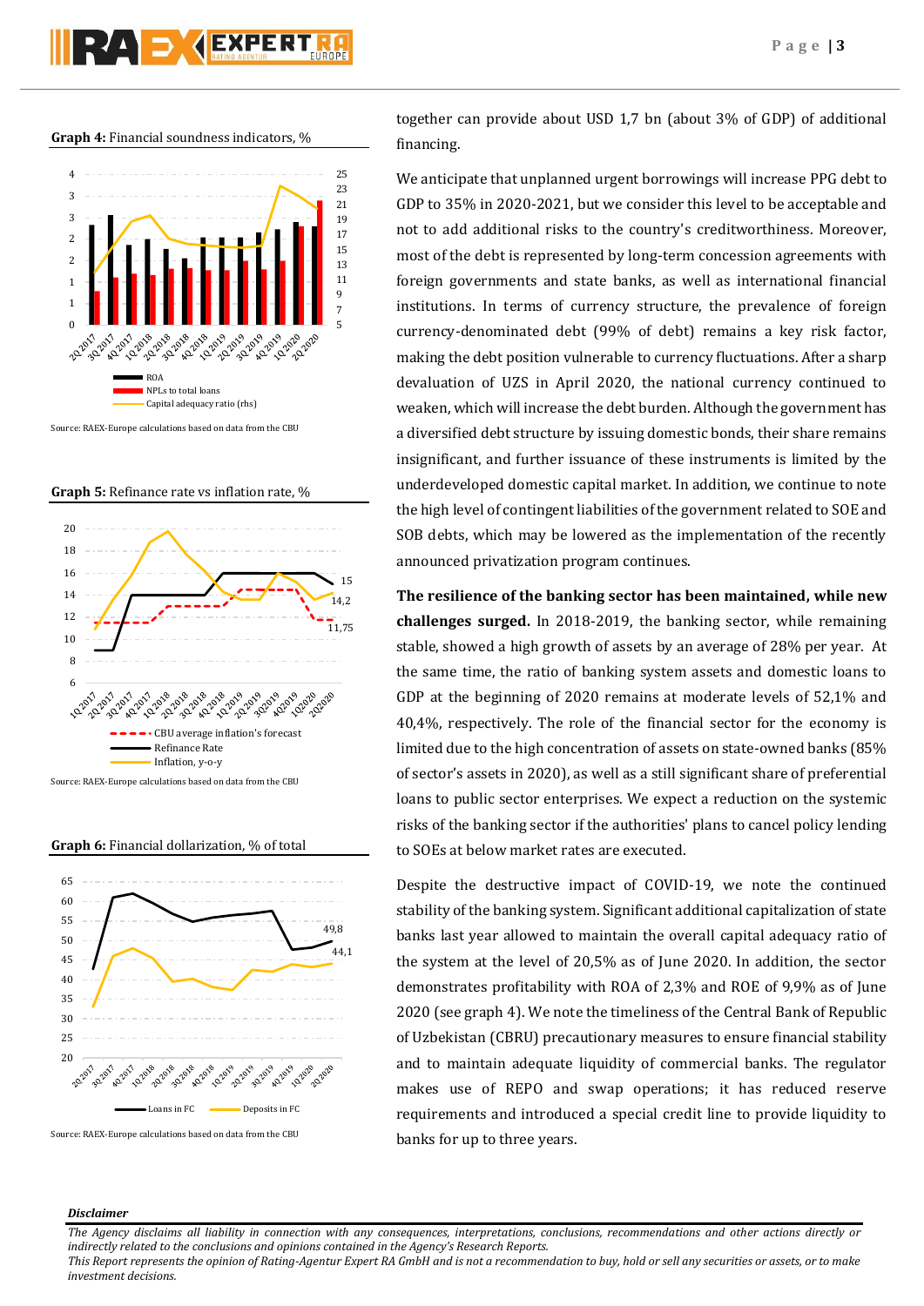**Graph 4:** Financial soundness indicators, %

Source: RAEX-Europe calculations based on data from the CBU

**Graph 5:** Refinance rate vs inflation rate, %

Source: RAEX-Europe calculations based on data from the CBU

**Graph 6:** Financial dollarization, % of total

Source: RAEX-Europe calculations based on data from the CBU

together can provide about USD 1,7 bn (about 3% of GDP) of additional financing.

We anticipate that unplanned urgent borrowings will increase PPG debt to GDP to 35% in 2020-2021, but we consider this level to be acceptable and not to add additional risks to the country's creditworthiness. Moreover, most of the debt is represented by long-term concession agreements with foreign governments and state banks, as well as international financial institutions. In terms of currency structure, the prevalence of foreign currency-denominated debt (99% of debt) remains a key risk factor, making the debt position vulnerable to currency fluctuations. After a sharp devaluation of UZS in April 2020, the national currency continued to weaken, which will increase the debt burden. Although the government has a diversified debt structure by issuing domestic bonds, their share remains insignificant, and further issuance of these instruments is limited by the underdeveloped domestic capital market. In addition, we continue to note the high level of contingent liabilities of the government related to SOE and SOB debts, which may be lowered as the implementation of the recently announced privatization program continues.

**The resilience of the banking sector has been maintained, while new challenges surged.** In 2018-2019, the banking sector, while remaining stable, showed a high growth of assets by an average of 28% per year. At the same time, the ratio of banking system assets and domestic loans to GDP at the beginning of 2020 remains at moderate levels of 52,1% and 40,4%, respectively. The role of the financial sector for the economy is limited due to the high concentration of assets on state-owned banks (85% of sector's assets in 2020), as well as a still significant share of preferential loans to public sector enterprises. We expect a reduction on the systemic risks of the banking sector if the authorities' plans to cancel policy lending to SOEs at below market rates are executed.

Despite the destructive impact of COVID-19, we note the continued stability of the banking system. Significant additional capitalization of state banks last year allowed to maintain the overall capital adequacy ratio of the system at the level of 20,5% as of June 2020. In addition, the sector demonstrates profitability with ROA of 2,3% and ROE of 9,9% as of June 2020 (see graph 4). We note the timeliness of the Central Bank of Republic of Uzbekistan (CBRU) precautionary measures to ensure financial stability and to maintain adequate liquidity of commercial banks. The regulator makes use of REPO and swap operations; it has reduced reserve requirements and introduced a special credit line to provide liquidity to banks for up to three years.

*Disclaimer*

*The Agency disclaims all liability in connection with any consequences, interpretations, conclusions, recommendations and other actions directly or indirectly related to the conclusions and opinions contained in the Agency's Research Reports.*
*This Report represents the opinion of Rating-Agentur Expert RA GmbH and is not a recommendation to buy, hold or sell any securities or assets, or to make investment decisions.*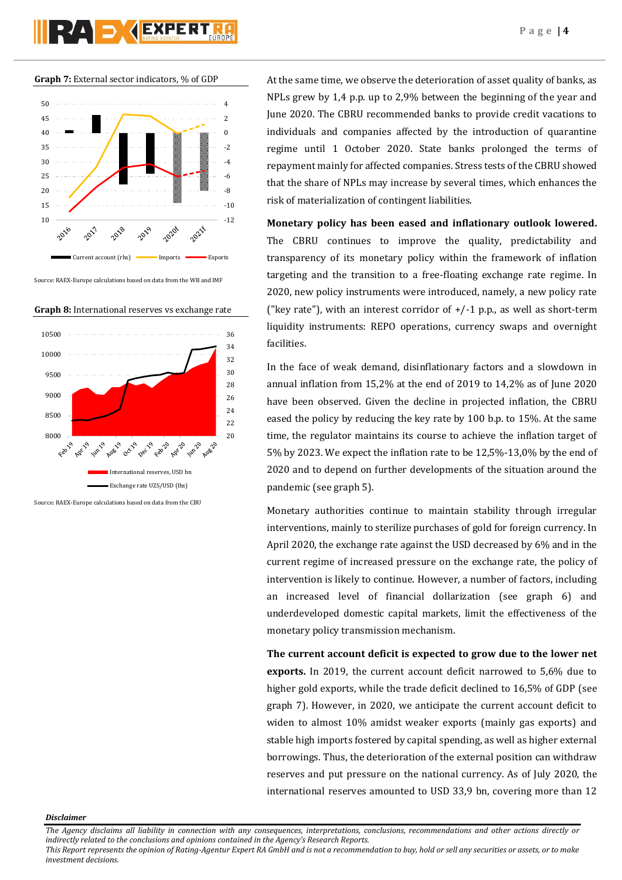**Graph 7:** External sector indicators, % of GDP

Source: RAEX-Europe calculations based on data from the WB and IMF

**Graph 8:** International reserves vs exchange rate

Source: RAEX-Europe calculations based on data from the CBU

At the same time, we observe the deterioration of asset quality of banks, as NPLs grew by 1,4 p.p. up to 2,9% between the beginning of the year and June 2020. The CBRU recommended banks to provide credit vacations to individuals and companies affected by the introduction of quarantine regime until 1 October 2020. State banks prolonged the terms of repayment mainly for affected companies. Stress tests of the CBRU showed that the share of NPLs may increase by several times, which enhances the risk of materialization of contingent liabilities.

**Monetary policy has been eased and inflationary outlook lowered.** The CBRU continues to improve the quality, predictability and transparency of its monetary policy within the framework of inflation targeting and the transition to a free-floating exchange rate regime. In 2020, new policy instruments were introduced, namely, a new policy rate ("key rate"), with an interest corridor of +/-1 p.p., as well as short-term liquidity instruments: REPO operations, currency swaps and overnight facilities.

In the face of weak demand, disinflationary factors and a slowdown in annual inflation from 15,2% at the end of 2019 to 14,2% as of June 2020 have been observed. Given the decline in projected inflation, the CBRU eased the policy by reducing the key rate by 100 b.p. to 15%. At the same time, the regulator maintains its course to achieve the inflation target of 5% by 2023. We expect the inflation rate to be 12,5%-13,0% by the end of 2020 and to depend on further developments of the situation around the pandemic (see graph 5).

Monetary authorities continue to maintain stability through irregular interventions, mainly to sterilize purchases of gold for foreign currency. In April 2020, the exchange rate against the USD decreased by 6% and in the current regime of increased pressure on the exchange rate, the policy of intervention is likely to continue. However, a number of factors, including an increased level of financial dollarization (see graph 6) and underdeveloped domestic capital markets, limit the effectiveness of the monetary policy transmission mechanism.

**The current account deficit is expected to grow due to the lower net exports.** In 2019, the current account deficit narrowed to 5,6% due to higher gold exports, while the trade deficit declined to 16,5% of GDP (see graph 7). However, in 2020, we anticipate the current account deficit to widen to almost 10% amidst weaker exports (mainly gas exports) and stable high imports fostered by capital spending, as well as higher external borrowings. Thus, the deterioration of the external position can withdraw reserves and put pressure on the national currency. As of July 2020, the international reserves amounted to USD 33,9 bn, covering more than 12

***Disclaimer***

*The Agency disclaims all liability in connection with any consequences, interpretations, conclusions, recommendations and other actions directly or indirectly related to the conclusions and opinions contained in the Agency's Research Reports.*
*This Report represents the opinion of Rating-Agentur Expert RA GmbH and is not a recommendation to buy, hold or sell any securities or assets, or to make investment decisions.*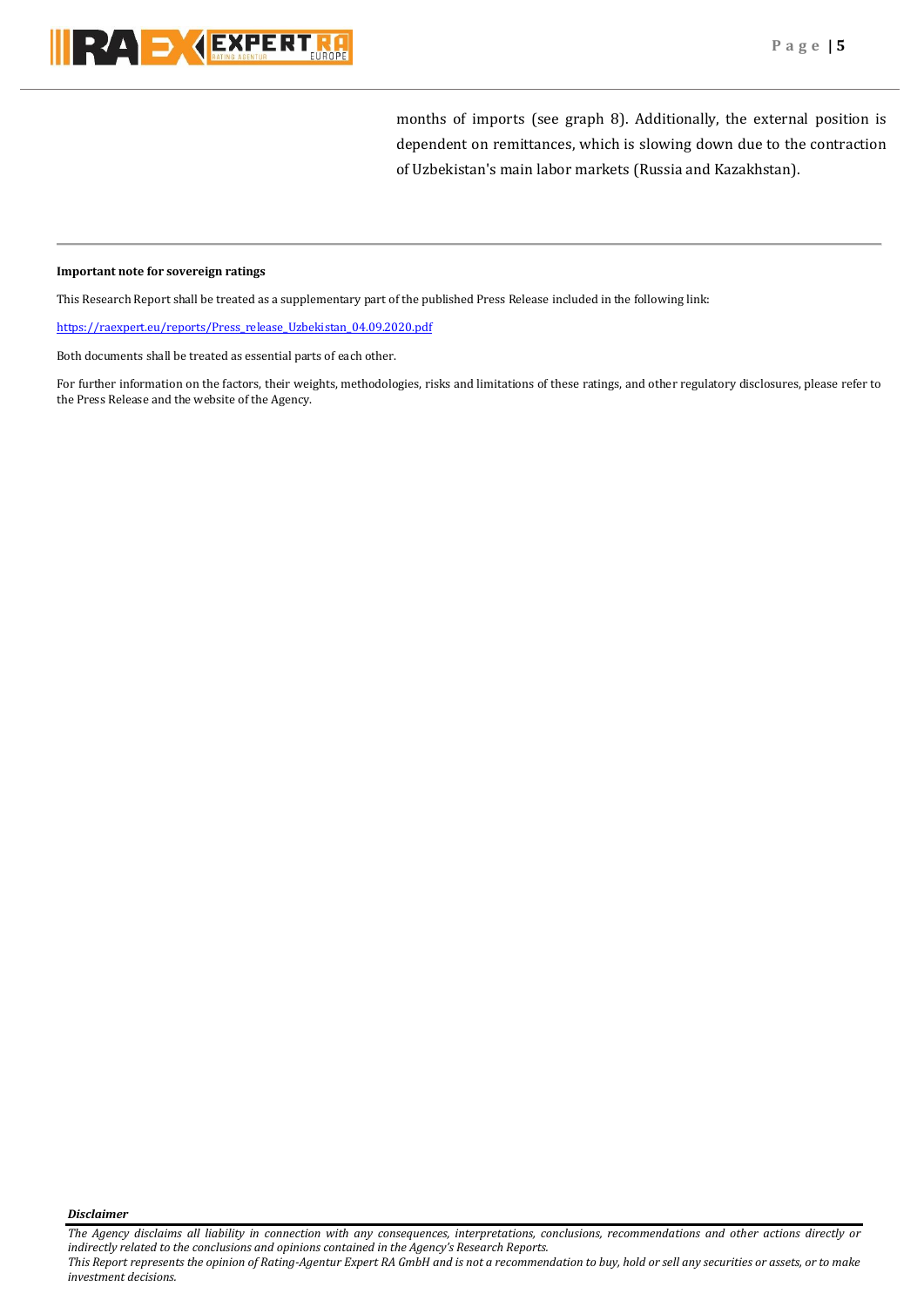months of imports (see graph 8). Additionally, the external position is dependent on remittances, which is slowing down due to the contraction of Uzbekistan's main labor markets (Russia and Kazakhstan).

---

**Important note for sovereign ratings**

This Research Report shall be treated as a supplementary part of the published Press Release included in the following link:

https://raexpert.eu/reports/Press_release_Uzbekistan_04.09.2020.pdf

Both documents shall be treated as essential parts of each other.

For further information on the factors, their weights, methodologies, risks and limitations of these ratings, and other regulatory disclosures, please refer to the Press Release and the website of the Agency.

***Disclaimer***

*The Agency disclaims all liability in connection with any consequences, interpretations, conclusions, recommendations and other actions directly or indirectly related to the conclusions and opinions contained in the Agency's Research Reports.*

*This Report represents the opinion of Rating-Agentur Expert RA GmbH and is not a recommendation to buy, hold or sell any securities or assets, or to make investment decisions.*